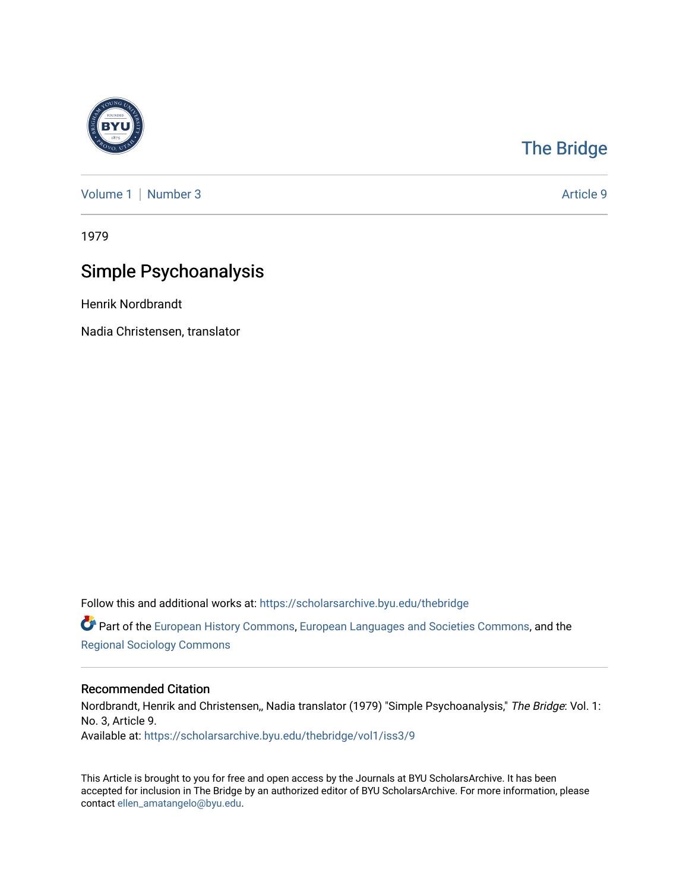The Bridge

Volume 1 | Number 3 Article 9

1979

# Simple Psychoanalysis

Henrik Nordbrandt

Nadia Christensen, translator

Follow this and additional works at: https://scholarsarchive.byu.edu/thebridge

Part of the European History Commons, European Languages and Societies Commons, and the Regional Sociology Commons

## Recommended Citation

Nordbrandt, Henrik and Christensen,, Nadia translator (1979) "Simple Psychoanalysis," *The Bridge*: Vol. 1: No. 3, Article 9.
Available at: https://scholarsarchive.byu.edu/thebridge/vol1/iss3/9

This Article is brought to you for free and open access by the Journals at BYU ScholarsArchive. It has been accepted for inclusion in The Bridge by an authorized editor of BYU ScholarsArchive. For more information, please contact ellen_amatangelo@byu.edu.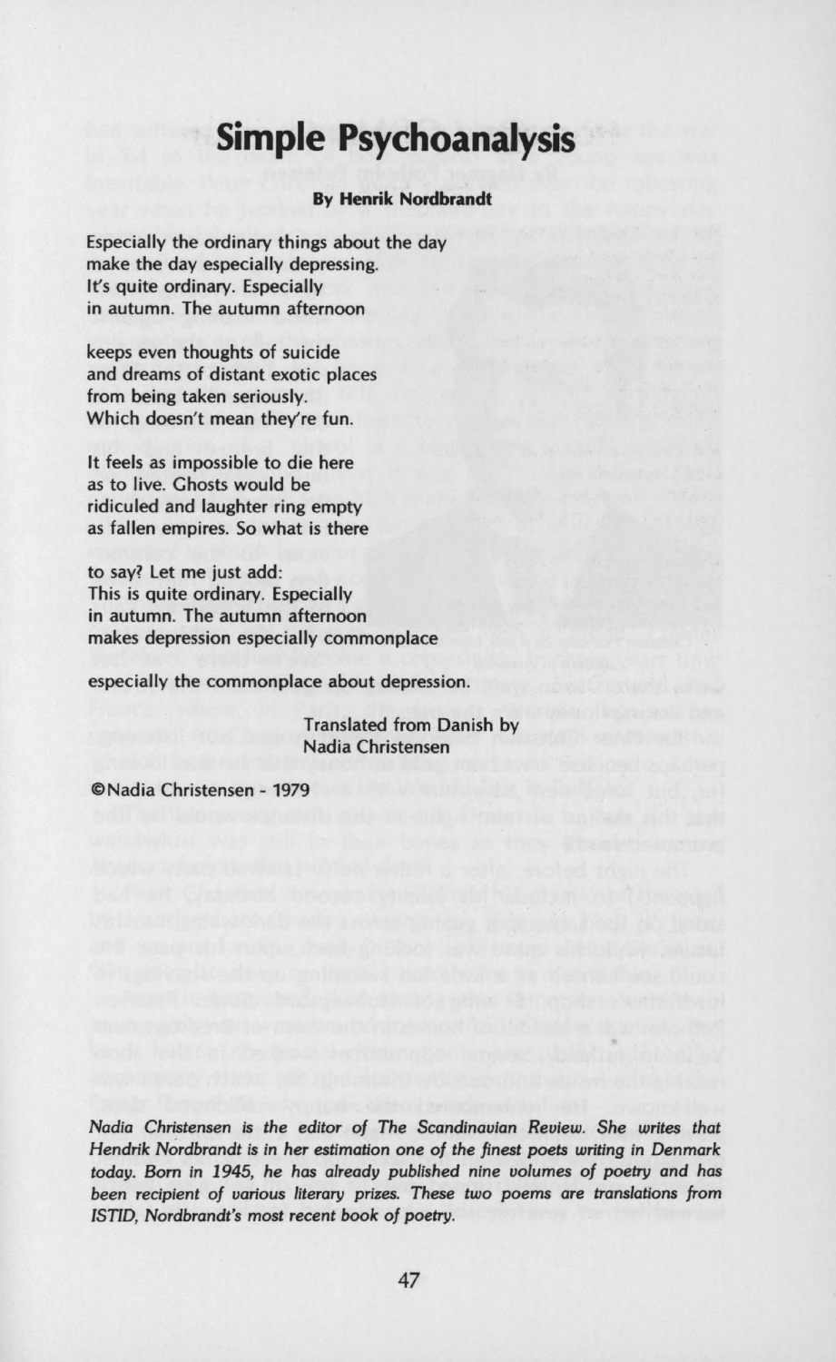# Simple Psychoanalysis

**By Henrik Nordbrandt**

Especially the ordinary things about the day
make the day especially depressing.
It's quite ordinary. Especially
in autumn. The autumn afternoon

keeps even thoughts of suicide
and dreams of distant exotic places
from being taken seriously.
Which doesn't mean they're fun.

It feels as impossible to die here
as to live. Ghosts would be
ridiculed and laughter ring empty
as fallen empires. So what is there

to say? Let me just add:
This is quite ordinary. Especially
in autumn. The autumn afternoon
makes depression especially commonplace

especially the commonplace about depression.

Translated from Danish by
Nadia Christensen

©Nadia Christensen - 1979

*Nadia Christensen is the editor of The Scandinavian Review. She writes that Hendrik Nordbrandt is in her estimation one of the finest poets writing in Denmark today. Born in 1945, he has already published nine volumes of poetry and has been recipient of various literary prizes. These two poems are translations from ISTID, Nordbrandt's most recent book of poetry.*